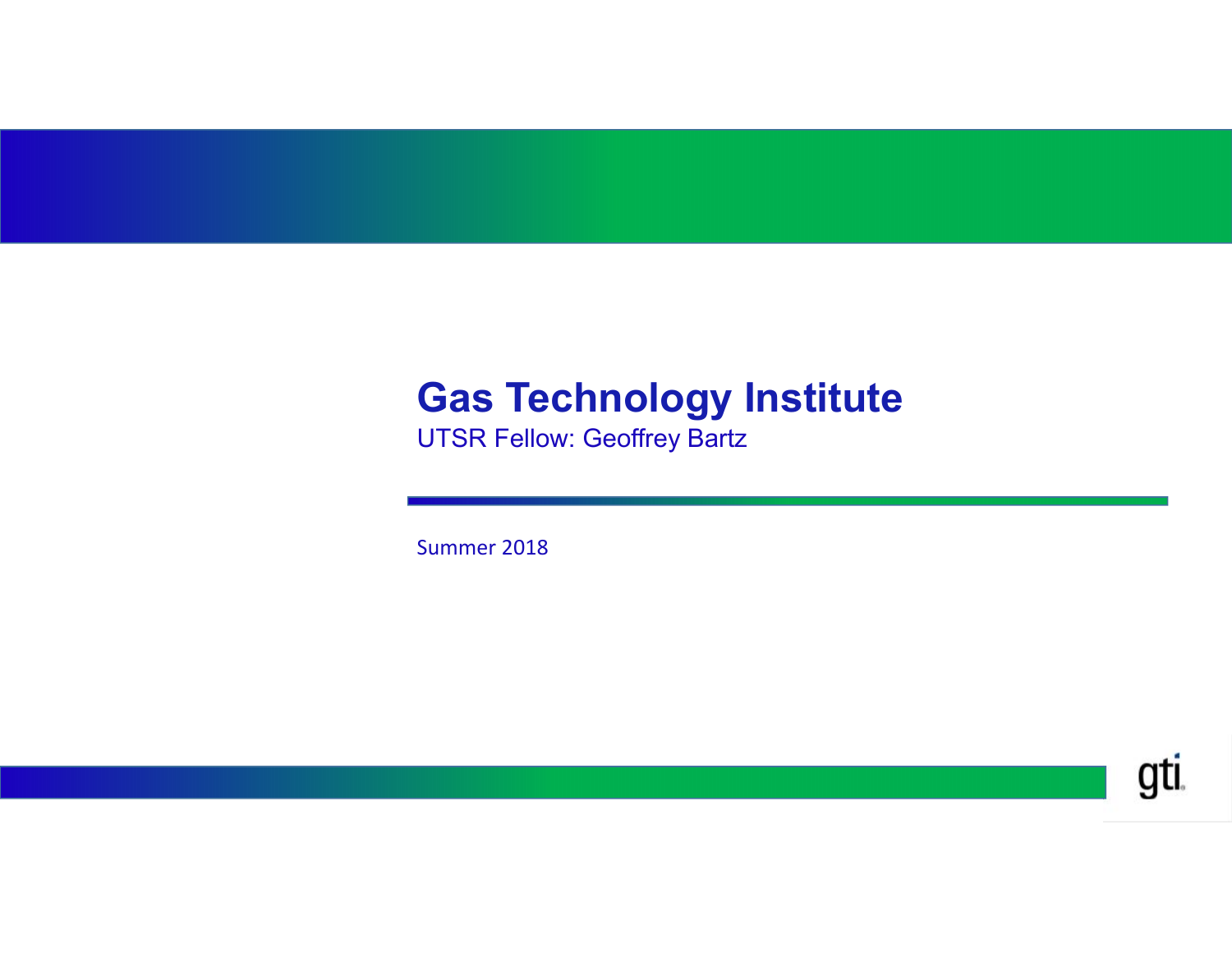# Gas Technology Institute

UTSR Fellow: Geoffrey Bartz

Summer 2018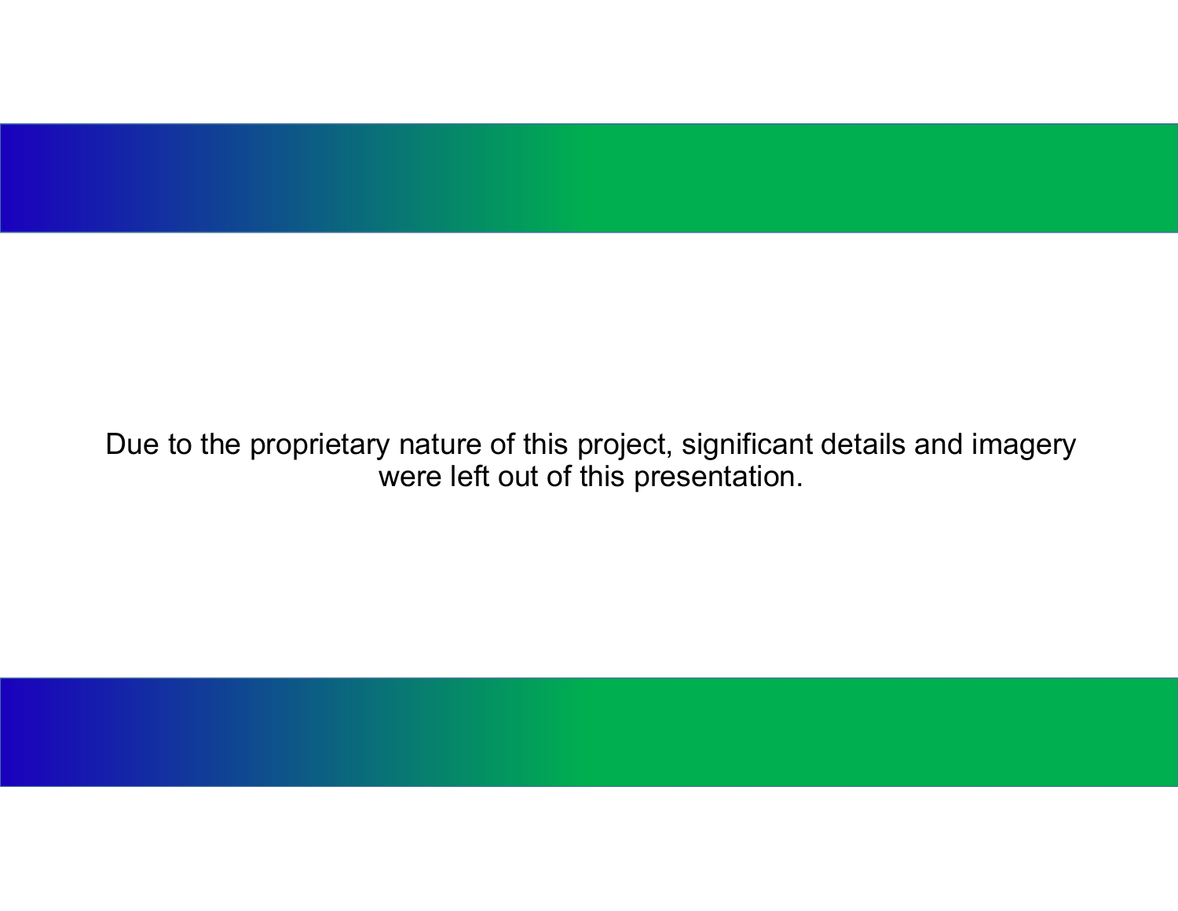Due to the proprietary nature of this project, significant details and imagery were left out of this presentation.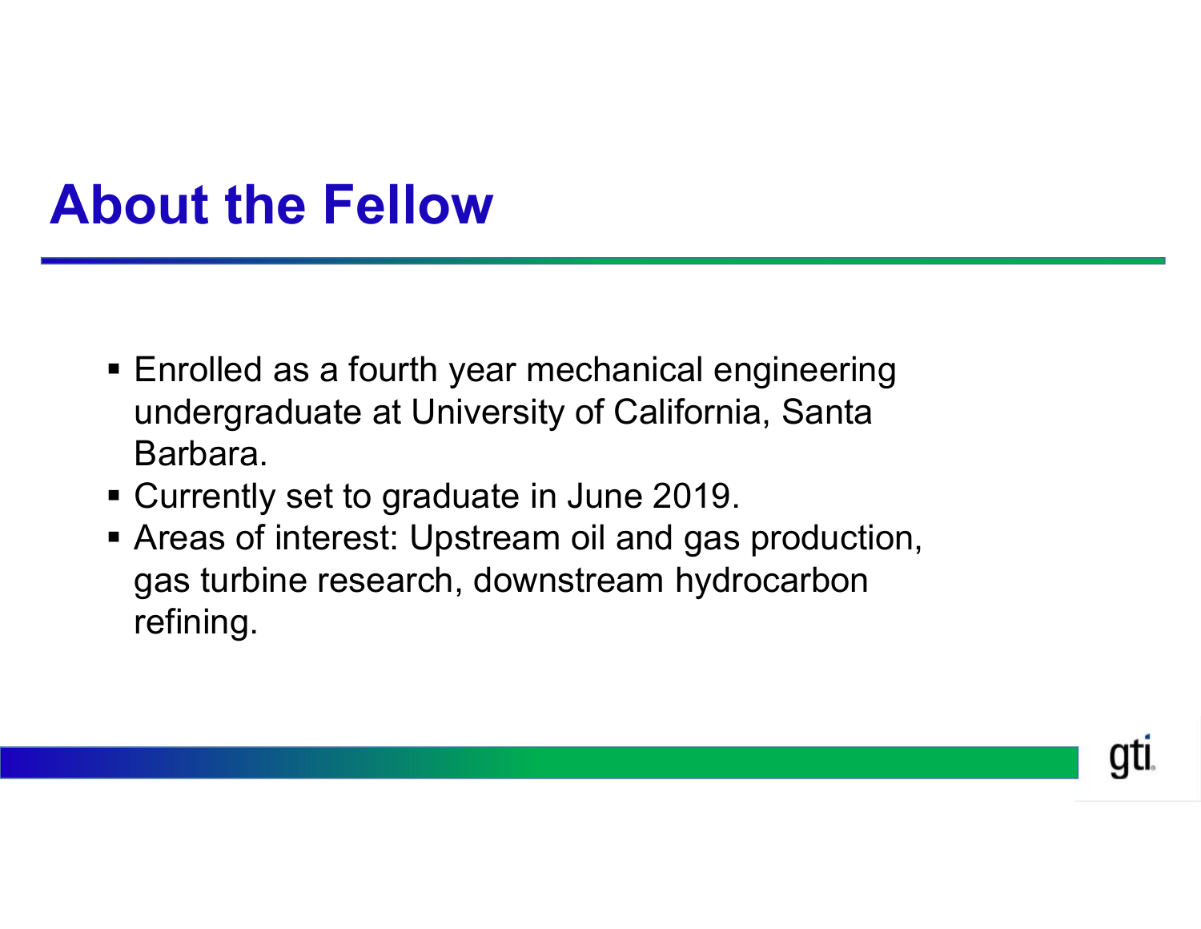# About the Fellow

- Enrolled as a fourth year mechanical engineering undergraduate at University of California, Santa Barbara.
- Currently set to graduate in June 2019.
- Areas of interest: Upstream oil and gas production, gas turbine research, downstream hydrocarbon refining.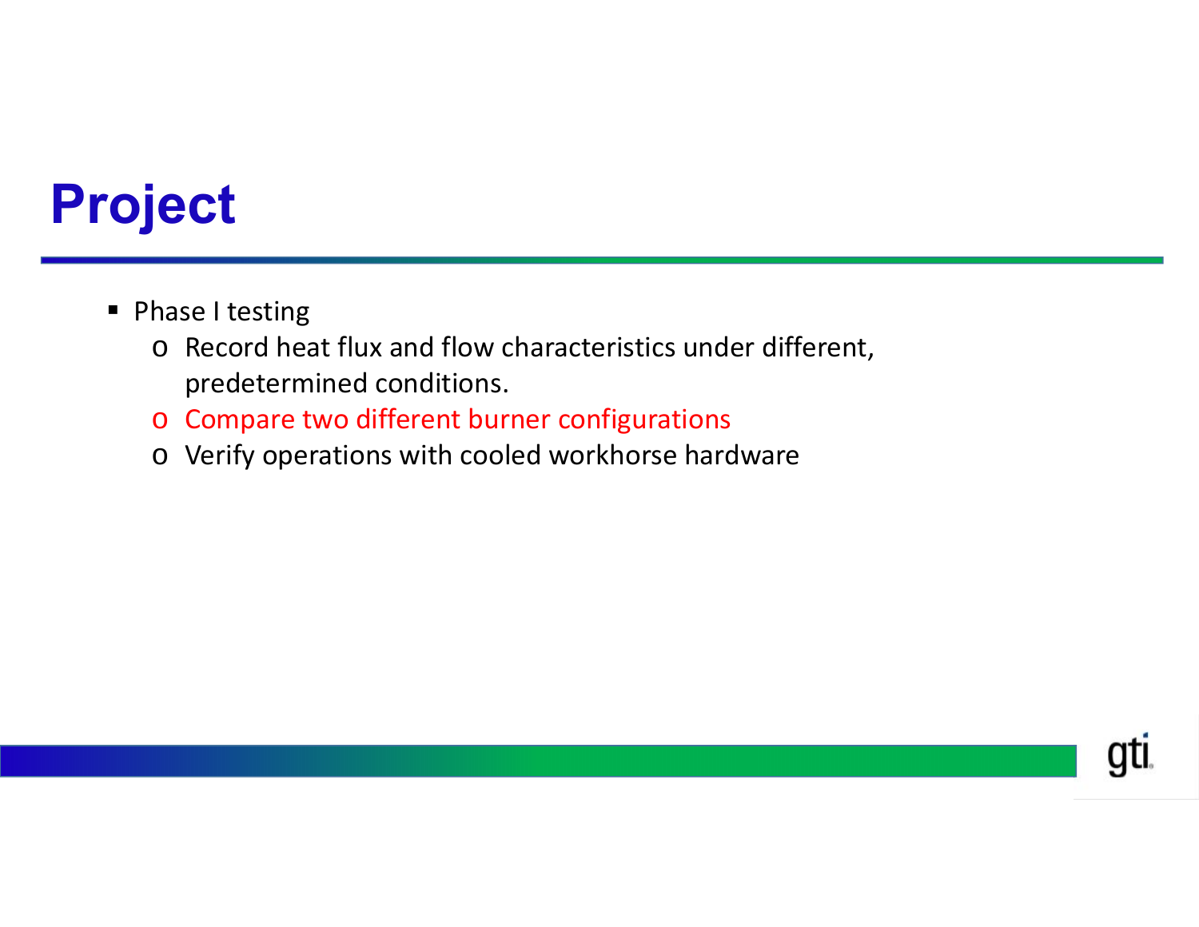# Project

- Phase I testing
  - Record heat flux and flow characteristics under different, predetermined conditions.
  - Compare two different burner configurations
  - Verify operations with cooled workhorse hardware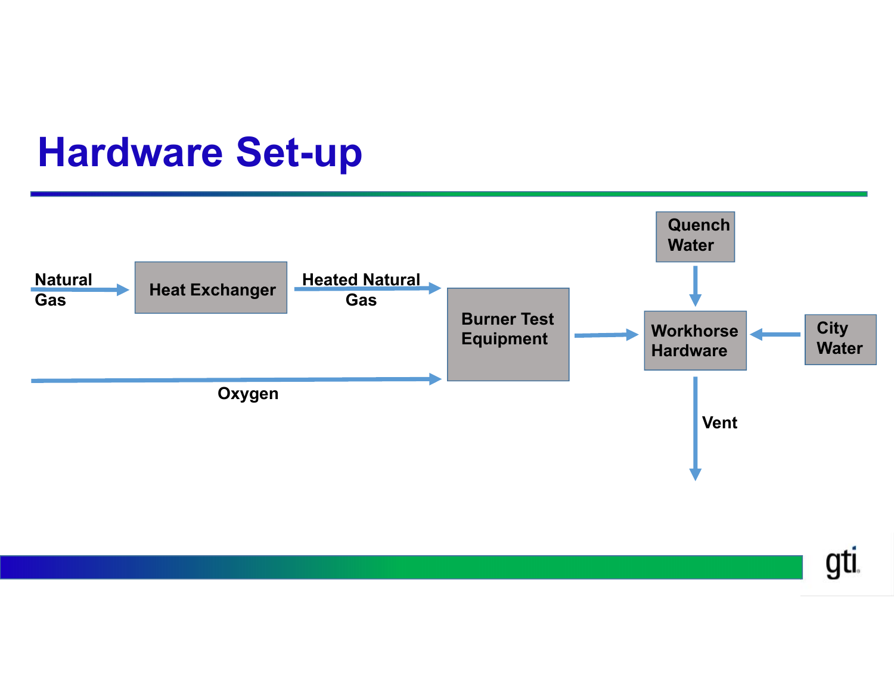# Hardware Set-up

Natural Gas → Heat Exchanger → Heated Natural Gas → Burner Test Equipment

Oxygen → Burner Test Equipment

Burner Test Equipment → Workhorse Hardware

Quench Water → Workhorse Hardware

City Water → Workhorse Hardware

Workhorse Hardware → Vent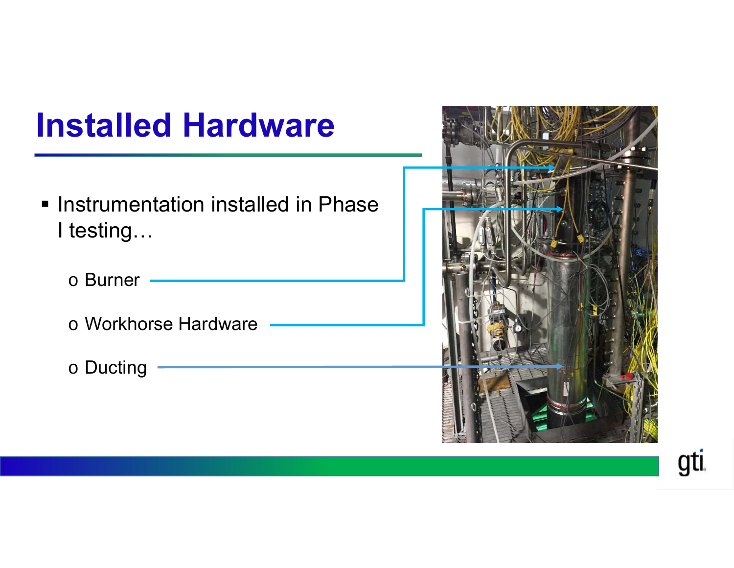# Installed Hardware

- Instrumentation installed in Phase I testing…
  - o Burner
  - o Workhorse Hardware
  - o Ducting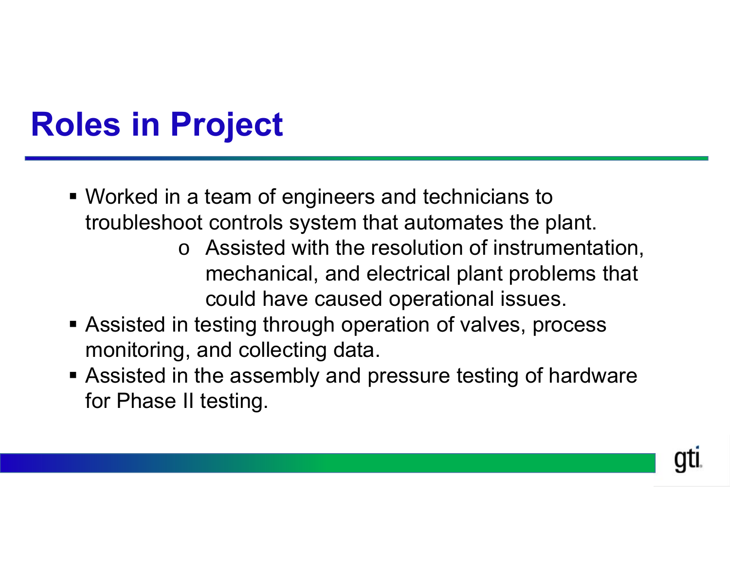# Roles in Project

- Worked in a team of engineers and technicians to troubleshoot controls system that automates the plant.
  - Assisted with the resolution of instrumentation, mechanical, and electrical plant problems that could have caused operational issues.
- Assisted in testing through operation of valves, process monitoring, and collecting data.
- Assisted in the assembly and pressure testing of hardware for Phase II testing.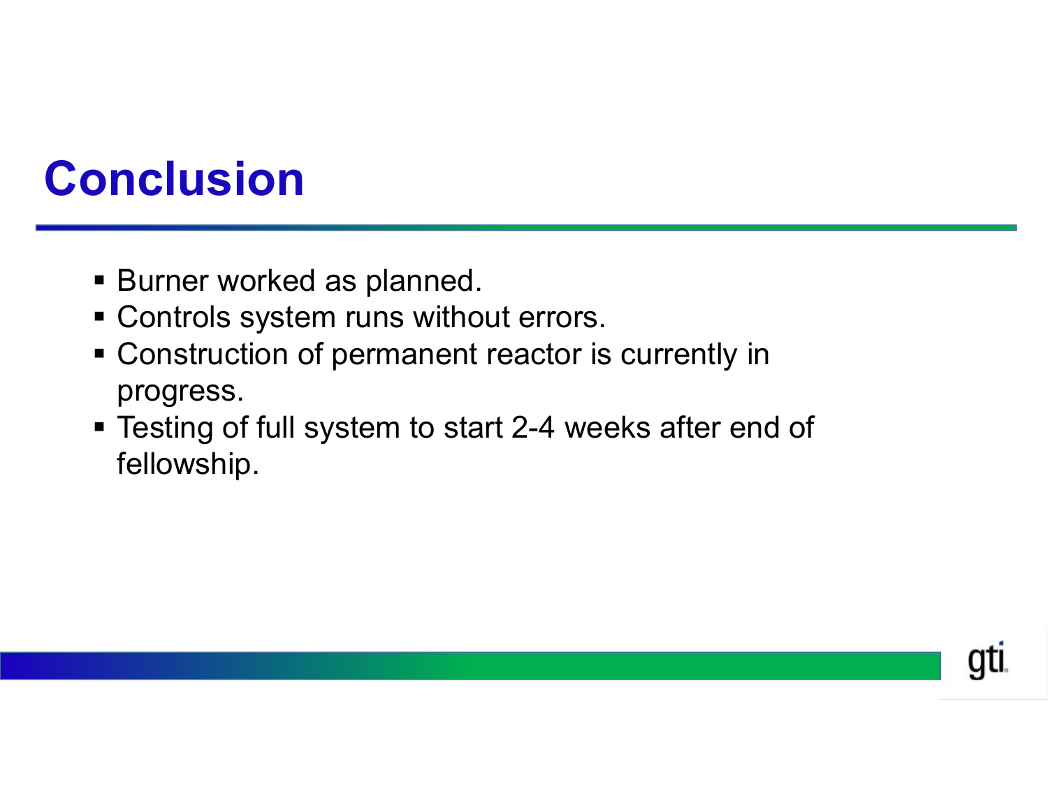# Conclusion

- Burner worked as planned.
- Controls system runs without errors.
- Construction of permanent reactor is currently in progress.
- Testing of full system to start 2-4 weeks after end of fellowship.